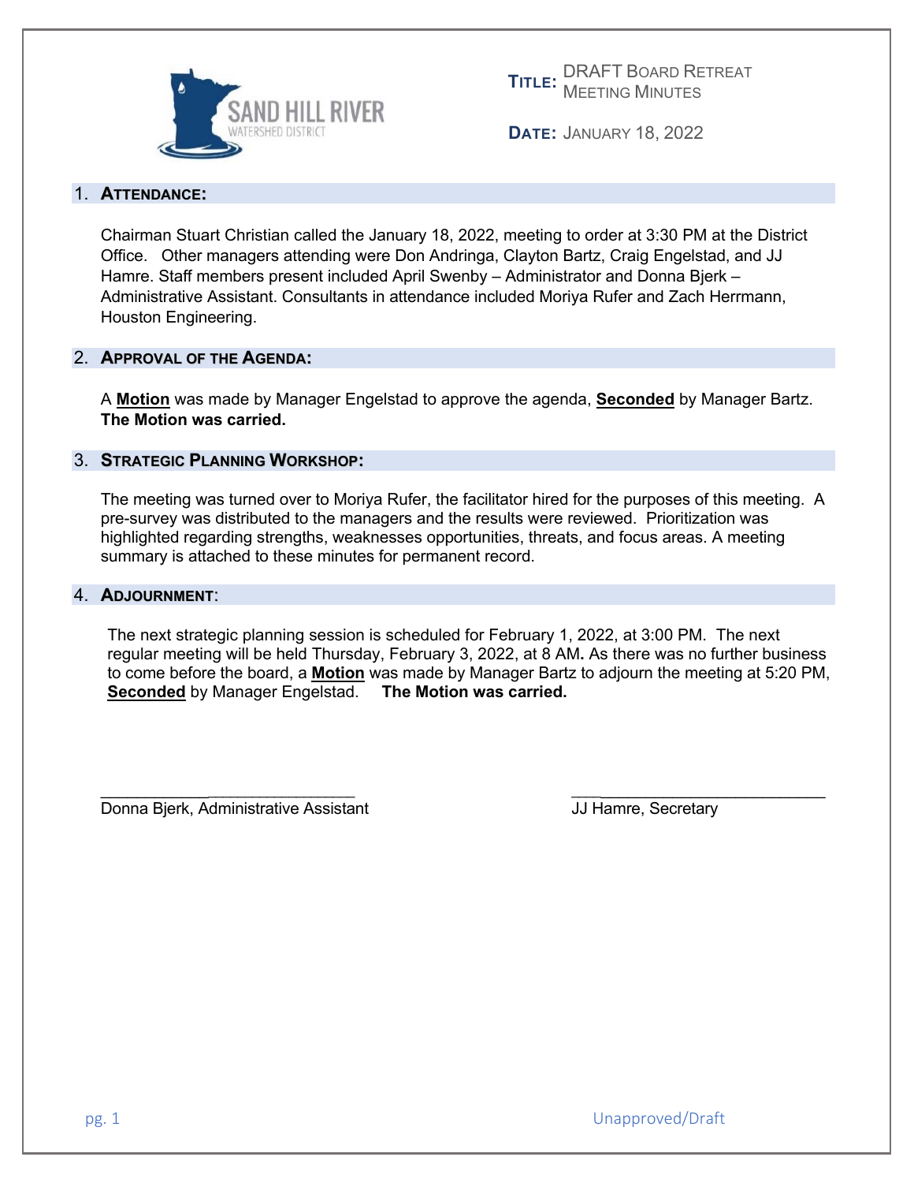SAND HILL RIVER
WATERSHED DISTRICT

**TITLE:** DRAFT BOARD RETREAT MEETING MINUTES

**DATE:** JANUARY 18, 2022

## 1. ATTENDANCE:

Chairman Stuart Christian called the January 18, 2022, meeting to order at 3:30 PM at the District Office. Other managers attending were Don Andringa, Clayton Bartz, Craig Engelstad, and JJ Hamre. Staff members present included April Swenby – Administrator and Donna Bjerk – Administrative Assistant. Consultants in attendance included Moriya Rufer and Zach Herrmann, Houston Engineering.

## 2. APPROVAL OF THE AGENDA:

A **Motion** was made by Manager Engelstad to approve the agenda, **Seconded** by Manager Bartz. **The Motion was carried.**

## 3. STRATEGIC PLANNING WORKSHOP:

The meeting was turned over to Moriya Rufer, the facilitator hired for the purposes of this meeting. A pre-survey was distributed to the managers and the results were reviewed. Prioritization was highlighted regarding strengths, weaknesses opportunities, threats, and focus areas. A meeting summary is attached to these minutes for permanent record.

## 4. ADJOURNMENT:

The next strategic planning session is scheduled for February 1, 2022, at 3:00 PM. The next regular meeting will be held Thursday, February 3, 2022, at 8 AM**.** As there was no further business to come before the board, a **Motion** was made by Manager Bartz to adjourn the meeting at 5:20 PM, **Seconded** by Manager Engelstad. **The Motion was carried.**

\_\_\_\_\_\_\_\_\_\_\_\_\_\_\_\_\_\_\_\_\_\_\_\_\_\_\_\_\_\_
Donna Bjerk, Administrative Assistant

\_\_\_\_\_\_\_\_\_\_\_\_\_\_\_\_\_\_\_\_\_\_\_\_\_\_\_\_\_\_
JJ Hamre, Secretary

Unapproved/Draft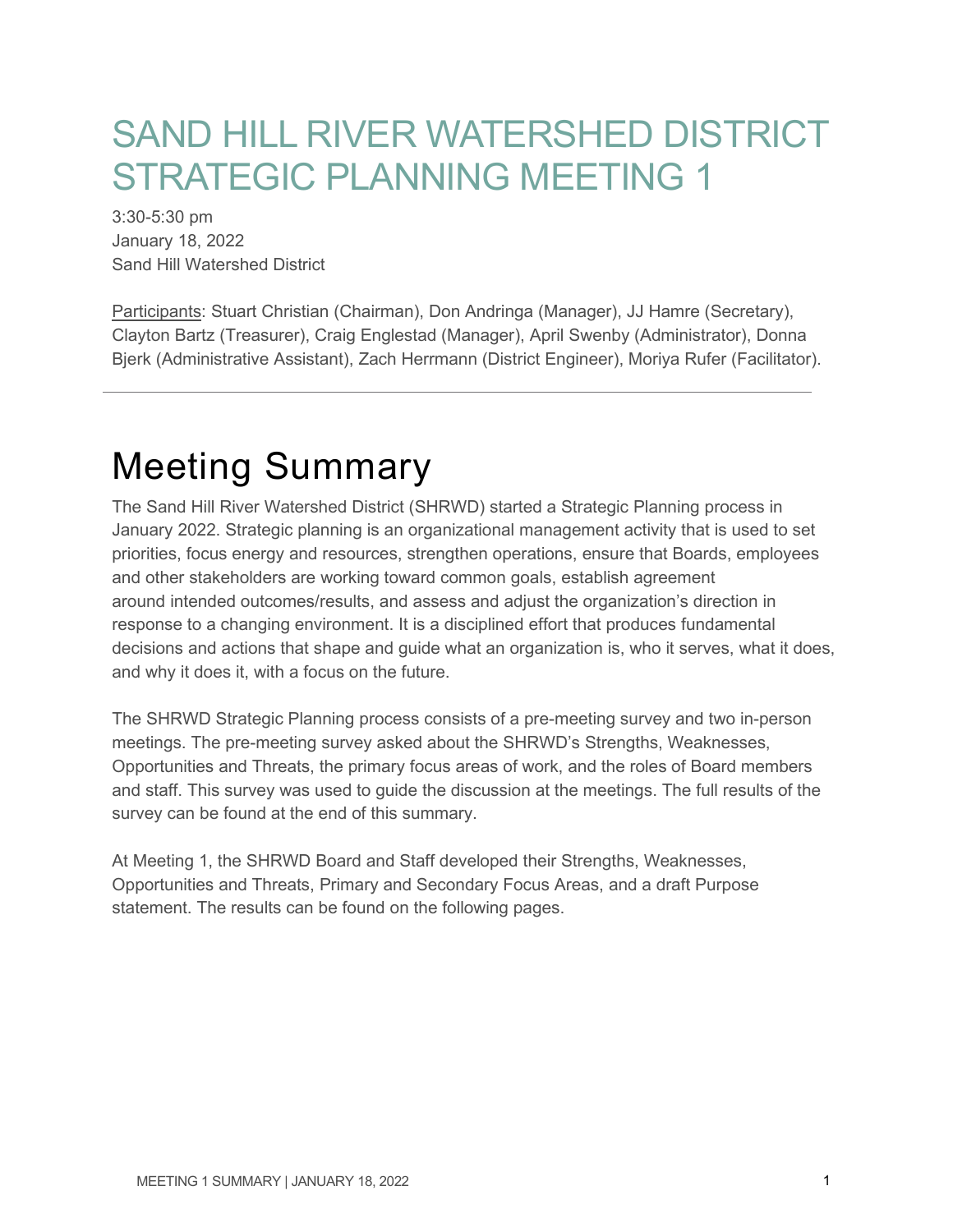# SAND HILL RIVER WATERSHED DISTRICT STRATEGIC PLANNING MEETING 1

3:30-5:30 pm
January 18, 2022
Sand Hill Watershed District

Participants: Stuart Christian (Chairman), Don Andringa (Manager), JJ Hamre (Secretary), Clayton Bartz (Treasurer), Craig Englestad (Manager), April Swenby (Administrator), Donna Bjerk (Administrative Assistant), Zach Herrmann (District Engineer), Moriya Rufer (Facilitator).

---

# Meeting Summary

The Sand Hill River Watershed District (SHRWD) started a Strategic Planning process in January 2022. Strategic planning is an organizational management activity that is used to set priorities, focus energy and resources, strengthen operations, ensure that Boards, employees and other stakeholders are working toward common goals, establish agreement around intended outcomes/results, and assess and adjust the organization's direction in response to a changing environment. It is a disciplined effort that produces fundamental decisions and actions that shape and guide what an organization is, who it serves, what it does, and why it does it, with a focus on the future.

The SHRWD Strategic Planning process consists of a pre-meeting survey and two in-person meetings. The pre-meeting survey asked about the SHRWD's Strengths, Weaknesses, Opportunities and Threats, the primary focus areas of work, and the roles of Board members and staff. This survey was used to guide the discussion at the meetings. The full results of the survey can be found at the end of this summary.

At Meeting 1, the SHRWD Board and Staff developed their Strengths, Weaknesses, Opportunities and Threats, Primary and Secondary Focus Areas, and a draft Purpose statement. The results can be found on the following pages.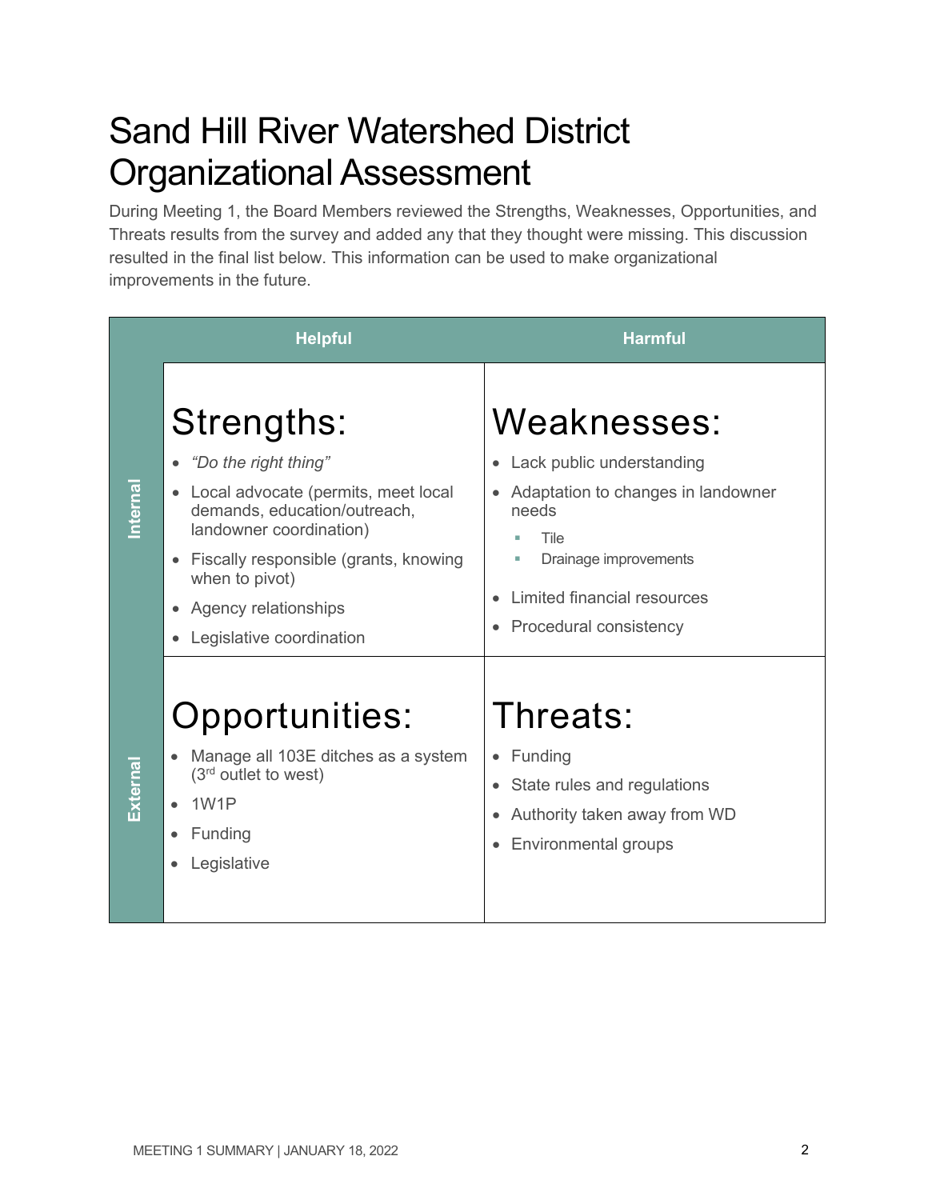# Sand Hill River Watershed District Organizational Assessment

During Meeting 1, the Board Members reviewed the Strengths, Weaknesses, Opportunities, and Threats results from the survey and added any that they thought were missing. This discussion resulted in the final list below. This information can be used to make organizational improvements in the future.

| | Helpful | Harmful |
|---|---|---|
| **Internal** | **Strengths:**<br>• *"Do the right thing"*<br>• Local advocate (permits, meet local demands, education/outreach, landowner coordination)<br>• Fiscally responsible (grants, knowing when to pivot)<br>• Agency relationships<br>• Legislative coordination | **Weaknesses:**<br>• Lack public understanding<br>• Adaptation to changes in landowner needs<br>&nbsp;&nbsp;▪ Tile<br>&nbsp;&nbsp;▪ Drainage improvements<br>• Limited financial resources<br>• Procedural consistency |
| **External** | **Opportunities:**<br>• Manage all 103E ditches as a system (3rd outlet to west)<br>• 1W1P<br>• Funding<br>• Legislative | **Threats:**<br>• Funding<br>• State rules and regulations<br>• Authority taken away from WD<br>• Environmental groups |

MEETING 1 SUMMARY | JANUARY 18, 2022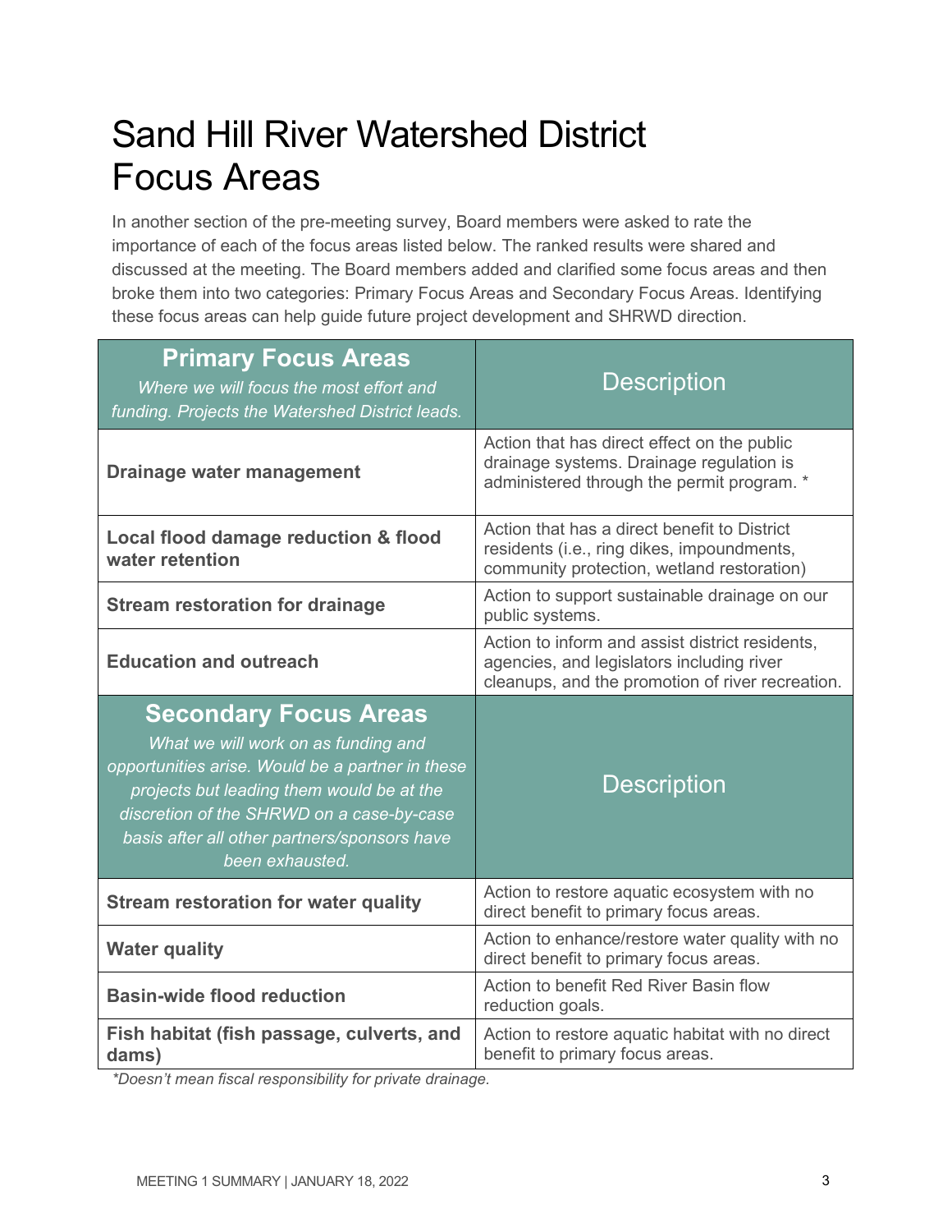# Sand Hill River Watershed District Focus Areas

In another section of the pre-meeting survey, Board members were asked to rate the importance of each of the focus areas listed below. The ranked results were shared and discussed at the meeting. The Board members added and clarified some focus areas and then broke them into two categories: Primary Focus Areas and Secondary Focus Areas. Identifying these focus areas can help guide future project development and SHRWD direction.

| **Primary Focus Areas**<br>*Where we will focus the most effort and funding. Projects the Watershed District leads.* | Description |
|---|---|
| **Drainage water management** | Action that has direct effect on the public drainage systems. Drainage regulation is administered through the permit program. * |
| **Local flood damage reduction & flood water retention** | Action that has a direct benefit to District residents (i.e., ring dikes, impoundments, community protection, wetland restoration) |
| **Stream restoration for drainage** | Action to support sustainable drainage on our public systems. |
| **Education and outreach** | Action to inform and assist district residents, agencies, and legislators including river cleanups, and the promotion of river recreation. |
| **Secondary Focus Areas**<br>*What we will work on as funding and opportunities arise. Would be a partner in these projects but leading them would be at the discretion of the SHRWD on a case-by-case basis after all other partners/sponsors have been exhausted.* | Description |
| **Stream restoration for water quality** | Action to restore aquatic ecosystem with no direct benefit to primary focus areas. |
| **Water quality** | Action to enhance/restore water quality with no direct benefit to primary focus areas. |
| **Basin-wide flood reduction** | Action to benefit Red River Basin flow reduction goals. |
| **Fish habitat (fish passage, culverts, and dams)** | Action to restore aquatic habitat with no direct benefit to primary focus areas. |

*\*Doesn't mean fiscal responsibility for private drainage.*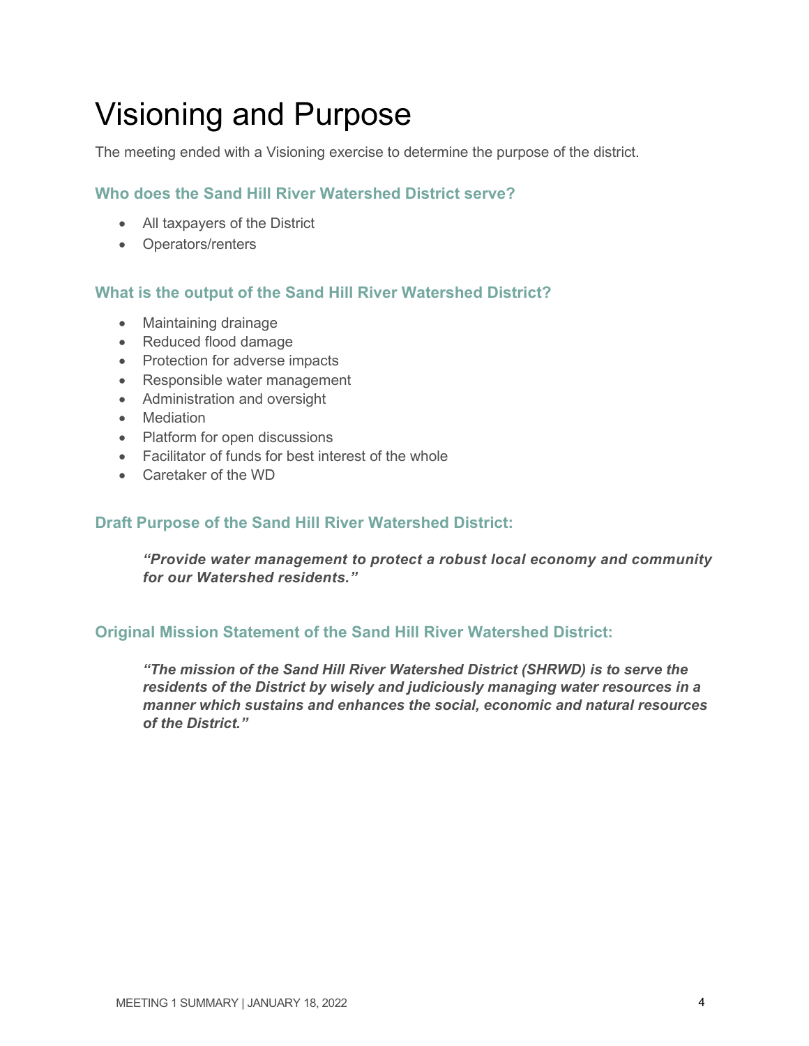# Visioning and Purpose

The meeting ended with a Visioning exercise to determine the purpose of the district.

### Who does the Sand Hill River Watershed District serve?

- All taxpayers of the District
- Operators/renters

### What is the output of the Sand Hill River Watershed District?

- Maintaining drainage
- Reduced flood damage
- Protection for adverse impacts
- Responsible water management
- Administration and oversight
- Mediation
- Platform for open discussions
- Facilitator of funds for best interest of the whole
- Caretaker of the WD

### Draft Purpose of the Sand Hill River Watershed District:

> ***"Provide water management to protect a robust local economy and community for our Watershed residents."***

### Original Mission Statement of the Sand Hill River Watershed District:

> ***"The mission of the Sand Hill River Watershed District (SHRWD) is to serve the residents of the District by wisely and judiciously managing water resources in a manner which sustains and enhances the social, economic and natural resources of the District."***